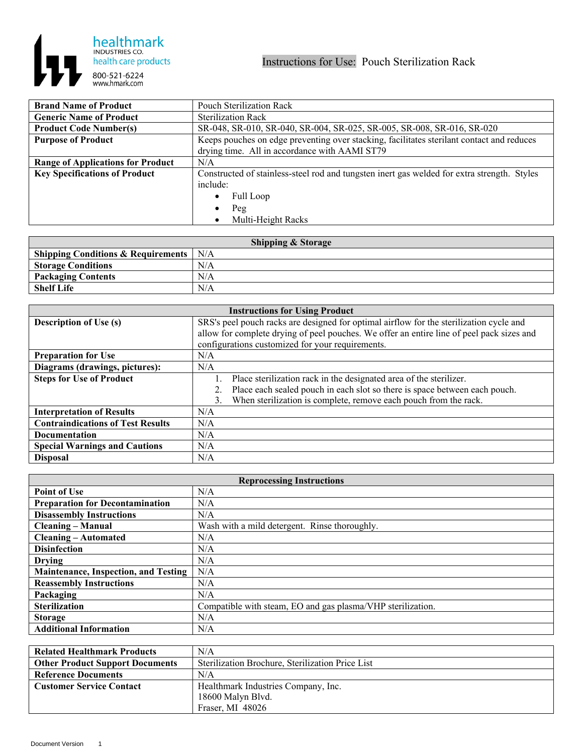healthmark
INDUSTRIES CO.
health care products
800-521-6224
www.hmark.com

# Instructions for Use: Pouch Sterilization Rack

| | |
|---|---|
| **Brand Name of Product** | Pouch Sterilization Rack |
| **Generic Name of Product** | Sterilization Rack |
| **Product Code Number(s)** | SR-048, SR-010, SR-040, SR-004, SR-025, SR-005, SR-008, SR-016, SR-020 |
| **Purpose of Product** | Keeps pouches on edge preventing over stacking, facilitates sterilant contact and reduces drying time. All in accordance with AAMI ST79 |
| **Range of Applications for Product** | N/A |
| **Key Specifications of Product** | Constructed of stainless-steel rod and tungsten inert gas welded for extra strength. Styles include:<br>• Full Loop<br>• Peg<br>• Multi-Height Racks |

| **Shipping & Storage** | |
|---|---|
| **Shipping Conditions & Requirements** | N/A |
| **Storage Conditions** | N/A |
| **Packaging Contents** | N/A |
| **Shelf Life** | N/A |

| **Instructions for Using Product** | |
|---|---|
| **Description of Use (s)** | SRS's peel pouch racks are designed for optimal airflow for the sterilization cycle and allow for complete drying of peel pouches. We offer an entire line of peel pack sizes and configurations customized for your requirements. |
| **Preparation for Use** | N/A |
| **Diagrams (drawings, pictures):** | N/A |
| **Steps for Use of Product** | 1. Place sterilization rack in the designated area of the sterilizer.<br>2. Place each sealed pouch in each slot so there is space between each pouch.<br>3. When sterilization is complete, remove each pouch from the rack. |
| **Interpretation of Results** | N/A |
| **Contraindications of Test Results** | N/A |
| **Documentation** | N/A |
| **Special Warnings and Cautions** | N/A |
| **Disposal** | N/A |

| **Reprocessing Instructions** | |
|---|---|
| **Point of Use** | N/A |
| **Preparation for Decontamination** | N/A |
| **Disassembly Instructions** | N/A |
| **Cleaning – Manual** | Wash with a mild detergent. Rinse thoroughly. |
| **Cleaning – Automated** | N/A |
| **Disinfection** | N/A |
| **Drying** | N/A |
| **Maintenance, Inspection, and Testing** | N/A |
| **Reassembly Instructions** | N/A |
| **Packaging** | N/A |
| **Sterilization** | Compatible with steam, EO and gas plasma/VHP sterilization. |
| **Storage** | N/A |
| **Additional Information** | N/A |

| | |
|---|---|
| **Related Healthmark Products** | N/A |
| **Other Product Support Documents** | Sterilization Brochure, Sterilization Price List |
| **Reference Documents** | N/A |
| **Customer Service Contact** | Healthmark Industries Company, Inc.<br>18600 Malyn Blvd.<br>Fraser, MI 48026 |

Document Version 1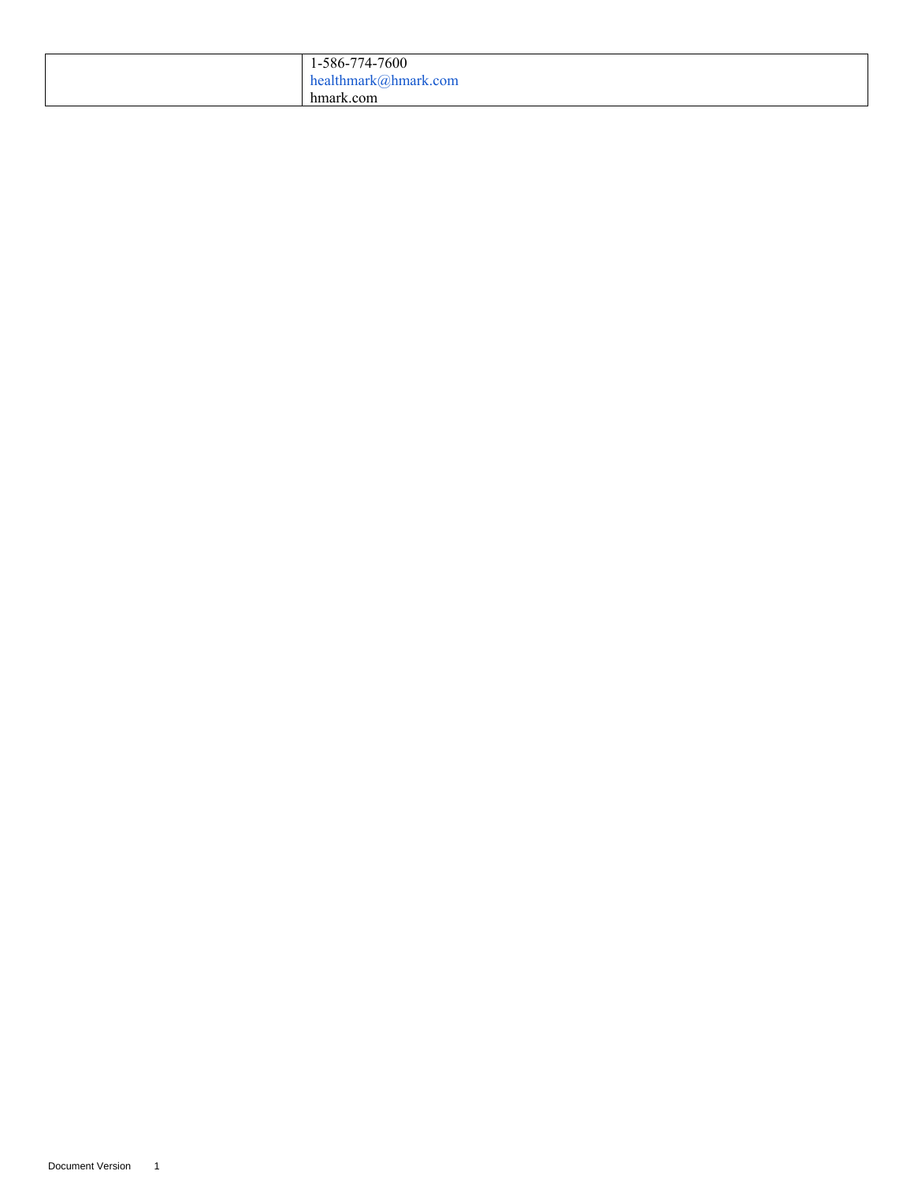| | |
|---|---|
| | 1-586-774-7600<br>healthmark@hmark.com<br>hmark.com |

Document Version 1